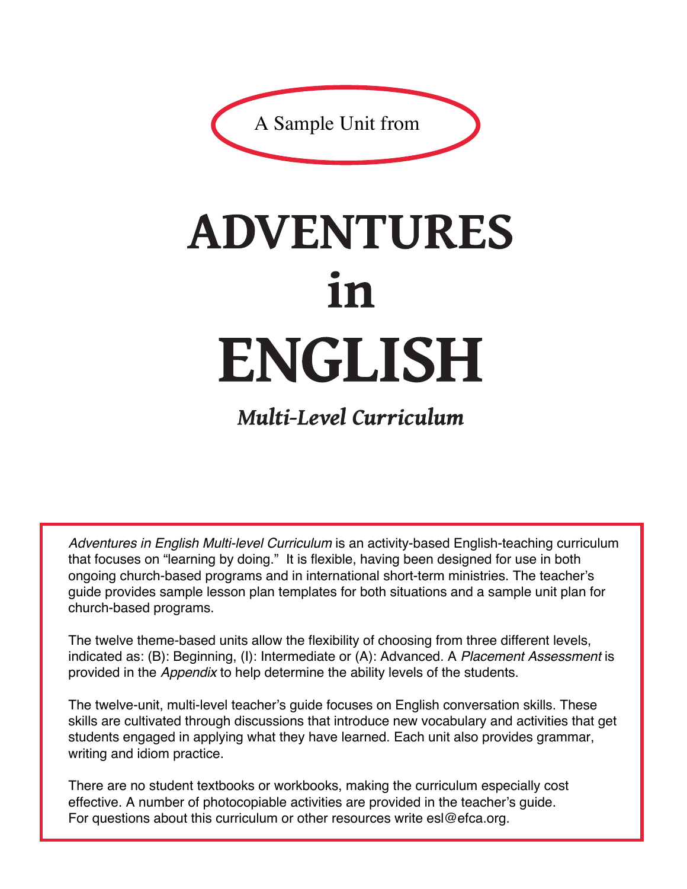A Sample Unit from

# ADVENTURES in ENGLISH

## *Multi-Level Curriculum*

*Adventures in English Multi-level Curriculum* is an activity-based English-teaching curriculum that focuses on "learning by doing." It is flexible, having been designed for use in both ongoing church-based programs and in international short-term ministries. The teacher's guide provides sample lesson plan templates for both situations and a sample unit plan for church-based programs.

The twelve theme-based units allow the flexibility of choosing from three different levels, indicated as: (B): Beginning, (I): Intermediate or (A): Advanced. A *Placement Assessment* is provided in the *Appendix* to help determine the ability levels of the students.

The twelve-unit, multi-level teacher's guide focuses on English conversation skills. These skills are cultivated through discussions that introduce new vocabulary and activities that get students engaged in applying what they have learned. Each unit also provides grammar, writing and idiom practice.

There are no student textbooks or workbooks, making the curriculum especially cost effective. A number of photocopiable activities are provided in the teacher's guide. For questions about this curriculum or other resources write esl@efca.org.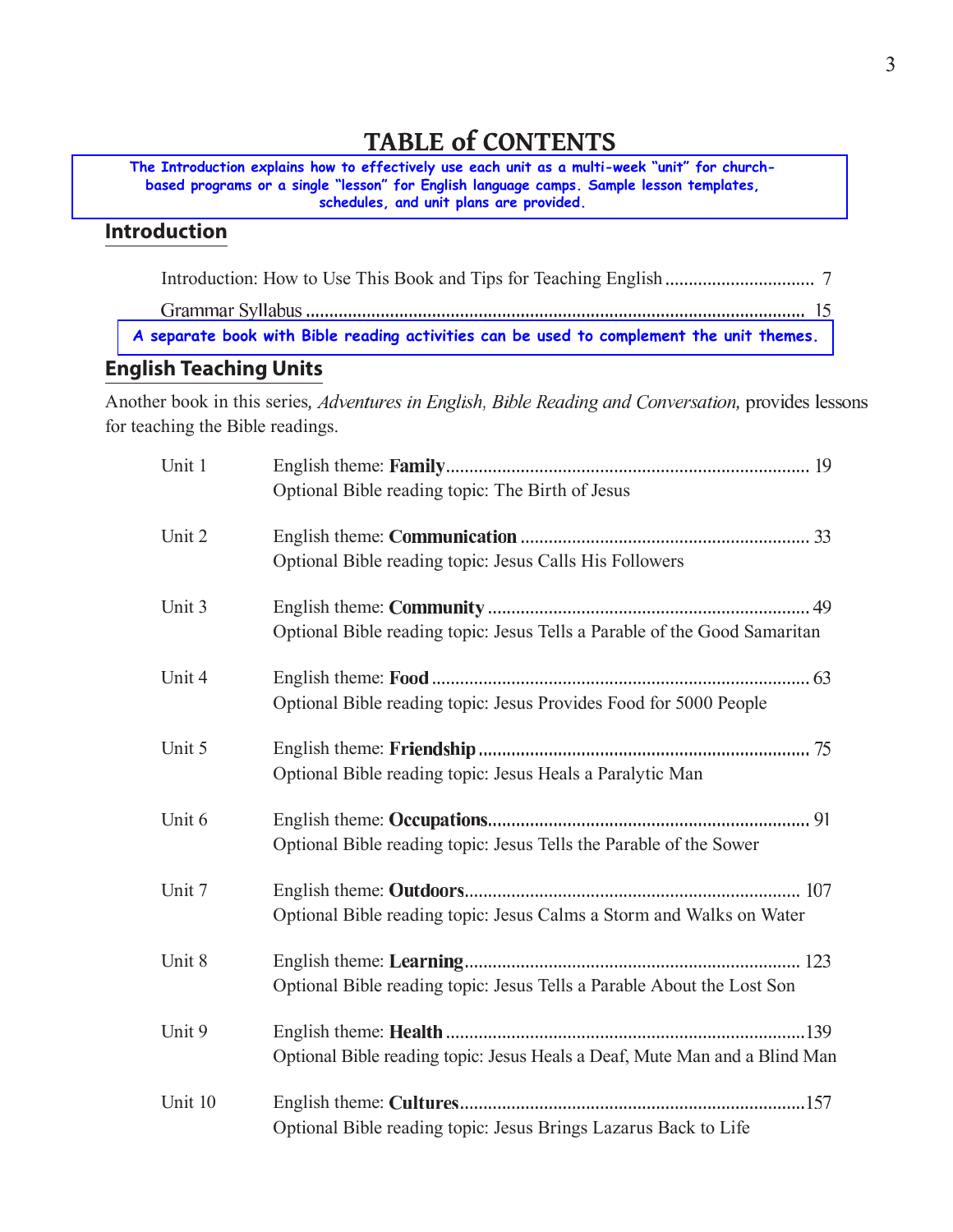# TABLE of CONTENTS

**The Introduction explains how to effectively use each unit as a multi-week "unit" for church-based programs or a single "lesson" for English language camps. Sample lesson templates, schedules, and unit plans are provided.**

## Introduction

Introduction: How to Use This Book and Tips for Teaching English ................................ 7

Grammar Syllabus ........................................................................................................ 15

**A separate book with Bible reading activities can be used to complement the unit themes.**

## English Teaching Units

Another book in this series, *Adventures in English, Bible Reading and Conversation,* provides lessons for teaching the Bible readings.

| | |
|---|---|
| Unit 1 | English theme: **Family** ........................................................................ 19<br>Optional Bible reading topic: The Birth of Jesus |
| Unit 2 | English theme: **Communication** ........................................................ 33<br>Optional Bible reading topic: Jesus Calls His Followers |
| Unit 3 | English theme: **Community** ................................................................ 49<br>Optional Bible reading topic: Jesus Tells a Parable of the Good Samaritan |
| Unit 4 | English theme: **Food** ........................................................................... 63<br>Optional Bible reading topic: Jesus Provides Food for 5000 People |
| Unit 5 | English theme: **Friendship** ................................................................. 75<br>Optional Bible reading topic: Jesus Heals a Paralytic Man |
| Unit 6 | English theme: **Occupations** ............................................................... 91<br>Optional Bible reading topic: Jesus Tells the Parable of the Sower |
| Unit 7 | English theme: **Outdoors** .................................................................. 107<br>Optional Bible reading topic: Jesus Calms a Storm and Walks on Water |
| Unit 8 | English theme: **Learning** .................................................................. 123<br>Optional Bible reading topic: Jesus Tells a Parable About the Lost Son |
| Unit 9 | English theme: **Health** ......................................................................139<br>Optional Bible reading topic: Jesus Heals a Deaf, Mute Man and a Blind Man |
| Unit 10 | English theme: **Cultures** ...................................................................157<br>Optional Bible reading topic: Jesus Brings Lazarus Back to Life |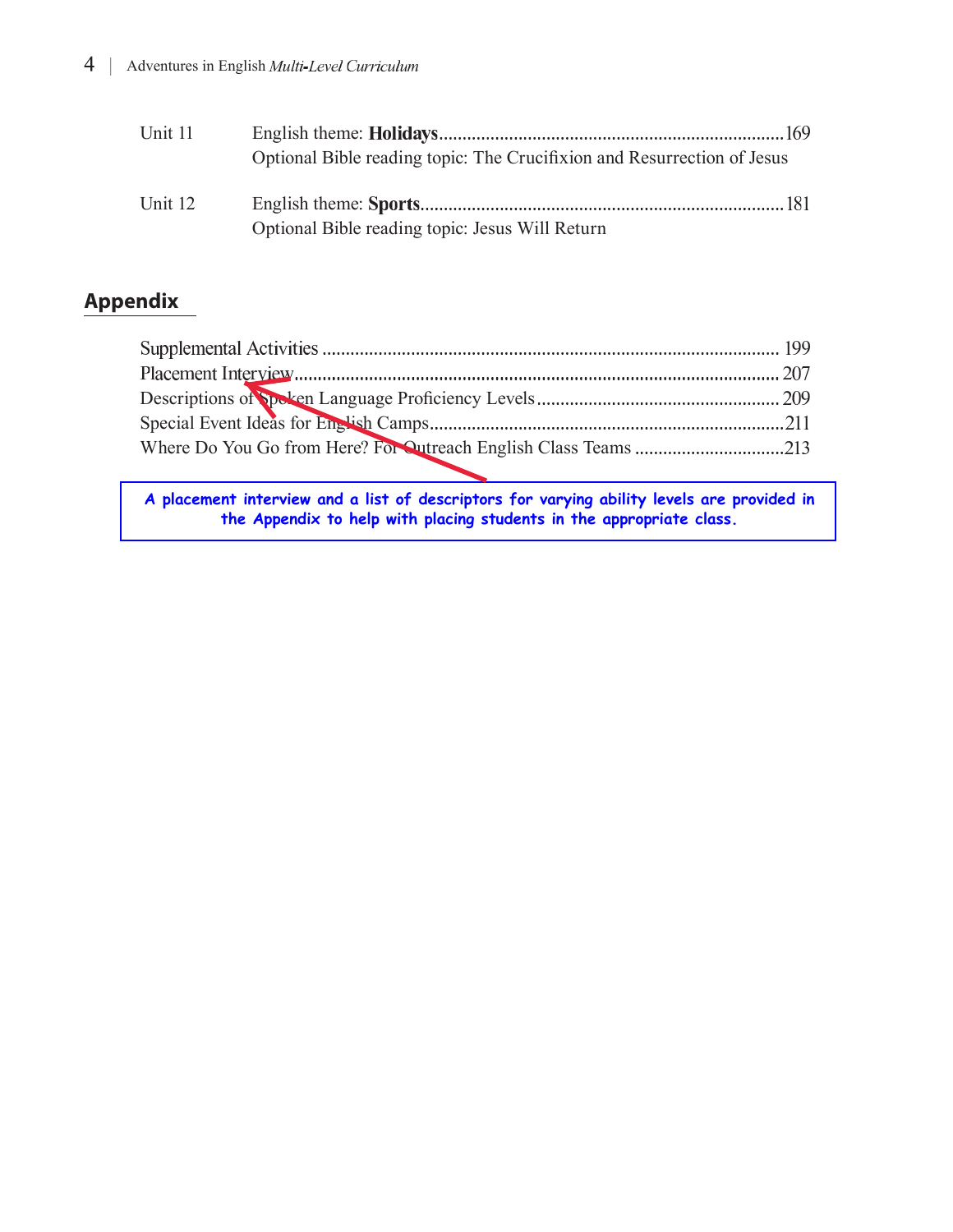| | | |
|---|---|---|
| Unit 11 | English theme: **Holidays** <br> Optional Bible reading topic: The Crucifixion and Resurrection of Jesus | 169 |
| Unit 12 | English theme: **Sports** <br> Optional Bible reading topic: Jesus Will Return | 181 |

## Appendix

| | |
|---|---|
| Supplemental Activities | 199 |
| Placement Interview | 207 |
| Descriptions of Spoken Language Proficiency Levels | 209 |
| Special Event Ideas for English Camps | 211 |
| Where Do You Go from Here? For Outreach English Class Teams | 213 |

**A placement interview and a list of descriptors for varying ability levels are provided in the Appendix to help with placing students in the appropriate class.**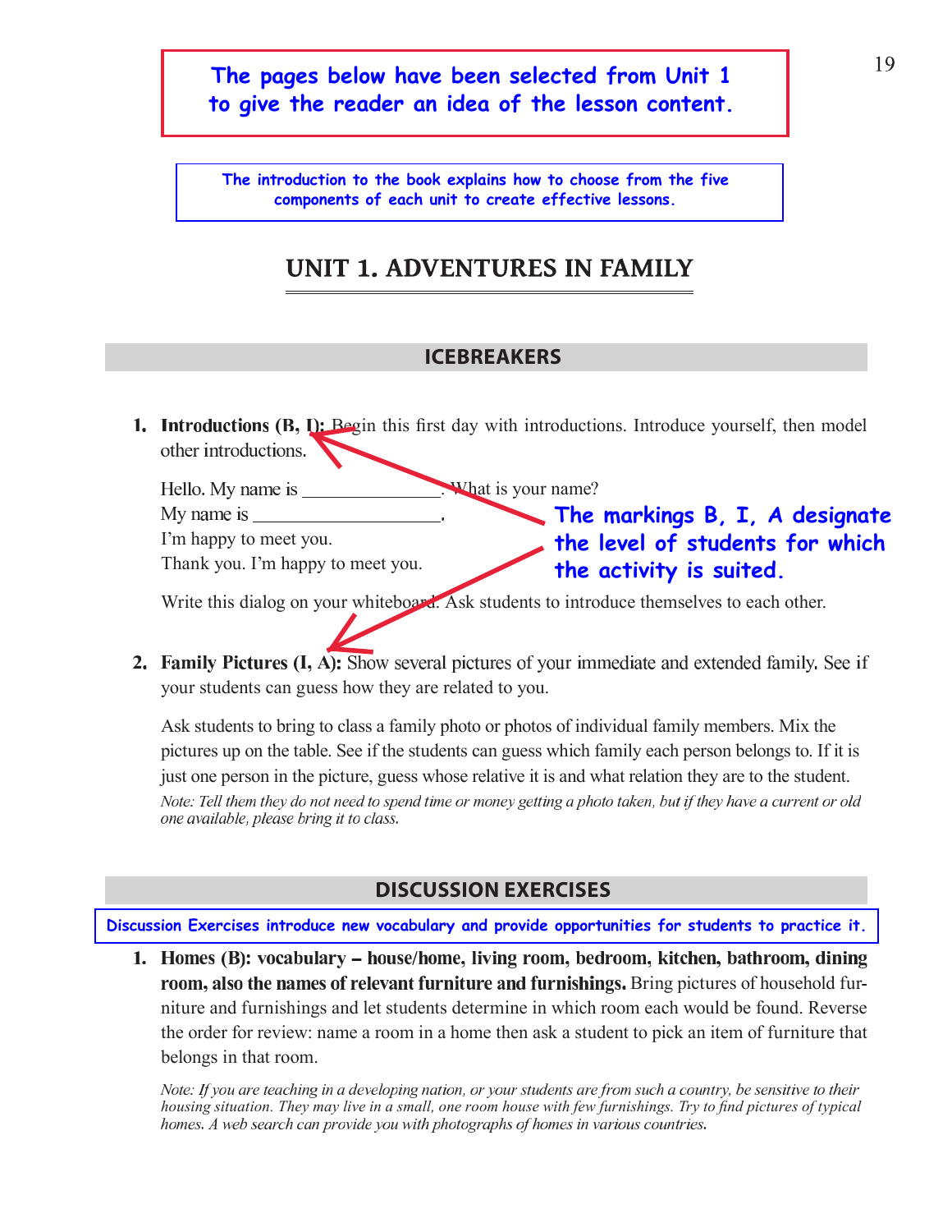**The pages below have been selected from Unit 1 to give the reader an idea of the lesson content.**

**The introduction to the book explains how to choose from the five components of each unit to create effective lessons.**

# UNIT 1. ADVENTURES IN FAMILY

## ICEBREAKERS

1. **Introductions (B, I):** Begin this first day with introductions. Introduce yourself, then model other introductions.

   Hello. My name is ______________. What is your name?
   My name is ___________________.
   I'm happy to meet you.
   Thank you. I'm happy to meet you.

   **The markings B, I, A designate the level of students for which the activity is suited.**

   Write this dialog on your whiteboard. Ask students to introduce themselves to each other.

2. **Family Pictures (I, A):** Show several pictures of your immediate and extended family. See if your students can guess how they are related to you.

   Ask students to bring to class a family photo or photos of individual family members. Mix the pictures up on the table. See if the students can guess which family each person belongs to. If it is just one person in the picture, guess whose relative it is and what relation they are to the student.
   *Note: Tell them they do not need to spend time or money getting a photo taken, but if they have a current or old one available, please bring it to class.*

## DISCUSSION EXERCISES

**Discussion Exercises introduce new vocabulary and provide opportunities for students to practice it.**

1. **Homes (B): vocabulary – house/home, living room, bedroom, kitchen, bathroom, dining room, also the names of relevant furniture and furnishings.** Bring pictures of household furniture and furnishings and let students determine in which room each would be found. Reverse the order for review: name a room in a home then ask a student to pick an item of furniture that belongs in that room.

   *Note: If you are teaching in a developing nation, or your students are from such a country, be sensitive to their housing situation. They may live in a small, one room house with few furnishings. Try to find pictures of typical homes. A web search can provide you with photographs of homes in various countries.*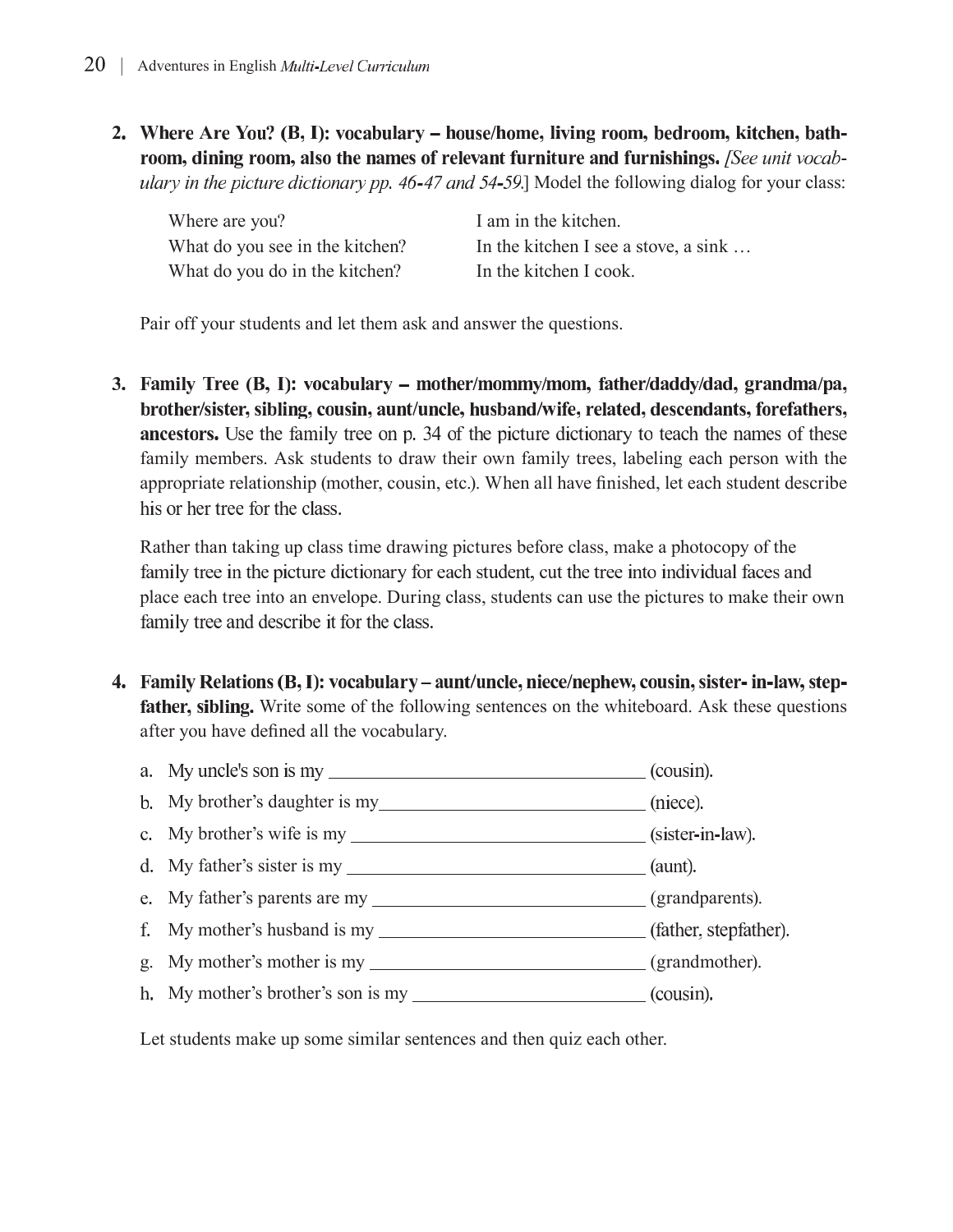2. **Where Are You? (B, I): vocabulary – house/home, living room, bedroom, kitchen, bathroom, dining room, also the names of relevant furniture and furnishings.** *[See unit vocabulary in the picture dictionary pp. 46-47 and 54-59.]* Model the following dialog for your class:

| | |
|---|---|
| Where are you? | I am in the kitchen. |
| What do you see in the kitchen? | In the kitchen I see a stove, a sink … |
| What do you do in the kitchen? | In the kitchen I cook. |

   Pair off your students and let them ask and answer the questions.

3. **Family Tree (B, I): vocabulary – mother/mommy/mom, father/daddy/dad, grandma/pa, brother/sister, sibling, cousin, aunt/uncle, husband/wife, related, descendants, forefathers, ancestors.** Use the family tree on p. 34 of the picture dictionary to teach the names of these family members. Ask students to draw their own family trees, labeling each person with the appropriate relationship (mother, cousin, etc.). When all have finished, let each student describe his or her tree for the class.

   Rather than taking up class time drawing pictures before class, make a photocopy of the family tree in the picture dictionary for each student, cut the tree into individual faces and place each tree into an envelope. During class, students can use the pictures to make their own family tree and describe it for the class.

4. **Family Relations (B, I): vocabulary – aunt/uncle, niece/nephew, cousin, sister- in-law, stepfather, sibling.** Write some of the following sentences on the whiteboard. Ask these questions after you have defined all the vocabulary.

   a. My uncle's son is my ______________________________ (cousin).
   b. My brother's daughter is my______________________________ (niece).
   c. My brother's wife is my ______________________________ (sister-in-law).
   d. My father's sister is my ______________________________ (aunt).
   e. My father's parents are my ______________________________ (grandparents).
   f. My mother's husband is my ______________________________ (father, stepfather).
   g. My mother's mother is my ______________________________ (grandmother).
   h. My mother's brother's son is my ______________________________ (cousin).

   Let students make up some similar sentences and then quiz each other.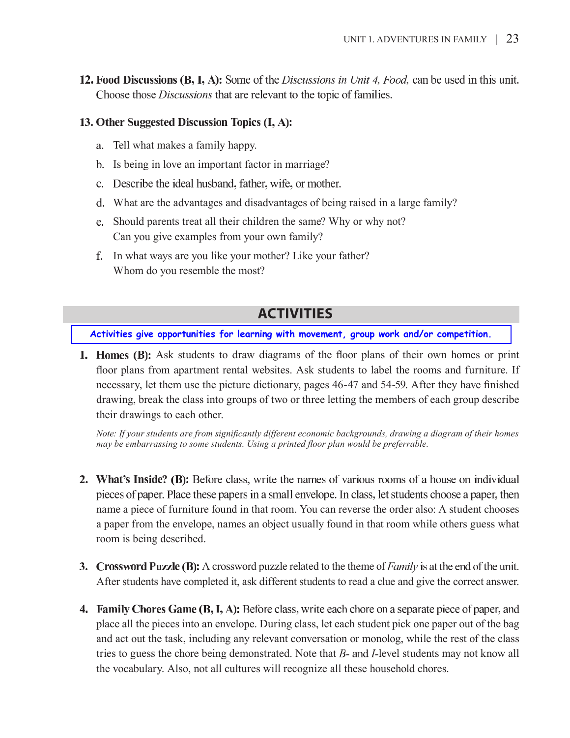**12. Food Discussions (B, I, A):** Some of the *Discussions in Unit 4, Food,* can be used in this unit. Choose those *Discussions* that are relevant to the topic of families.

**13. Other Suggested Discussion Topics (I, A):**

a. Tell what makes a family happy.

b. Is being in love an important factor in marriage?

c. Describe the ideal husband, father, wife, or mother.

d. What are the advantages and disadvantages of being raised in a large family?

e. Should parents treat all their children the same? Why or why not?
Can you give examples from your own family?

f. In what ways are you like your mother? Like your father?
Whom do you resemble the most?

## ACTIVITIES

**Activities give opportunities for learning with movement, group work and/or competition.**

1. **Homes (B):** Ask students to draw diagrams of the floor plans of their own homes or print floor plans from apartment rental websites. Ask students to label the rooms and furniture. If necessary, let them use the picture dictionary, pages 46-47 and 54-59. After they have finished drawing, break the class into groups of two or three letting the members of each group describe their drawings to each other.

   *Note: If your students are from significantly different economic backgrounds, drawing a diagram of their homes may be embarrassing to some students. Using a printed floor plan would be preferrable.*

2. **What's Inside? (B):** Before class, write the names of various rooms of a house on individual pieces of paper. Place these papers in a small envelope. In class, let students choose a paper, then name a piece of furniture found in that room. You can reverse the order also: A student chooses a paper from the envelope, names an object usually found in that room while others guess what room is being described.

3. **Crossword Puzzle (B):** A crossword puzzle related to the theme of *Family* is at the end of the unit. After students have completed it, ask different students to read a clue and give the correct answer.

4. **Family Chores Game (B, I, A):** Before class, write each chore on a separate piece of paper, and place all the pieces into an envelope. During class, let each student pick one paper out of the bag and act out the task, including any relevant conversation or monolog, while the rest of the class tries to guess the chore being demonstrated. Note that *B*- and *I*-level students may not know all the vocabulary. Also, not all cultures will recognize all these household chores.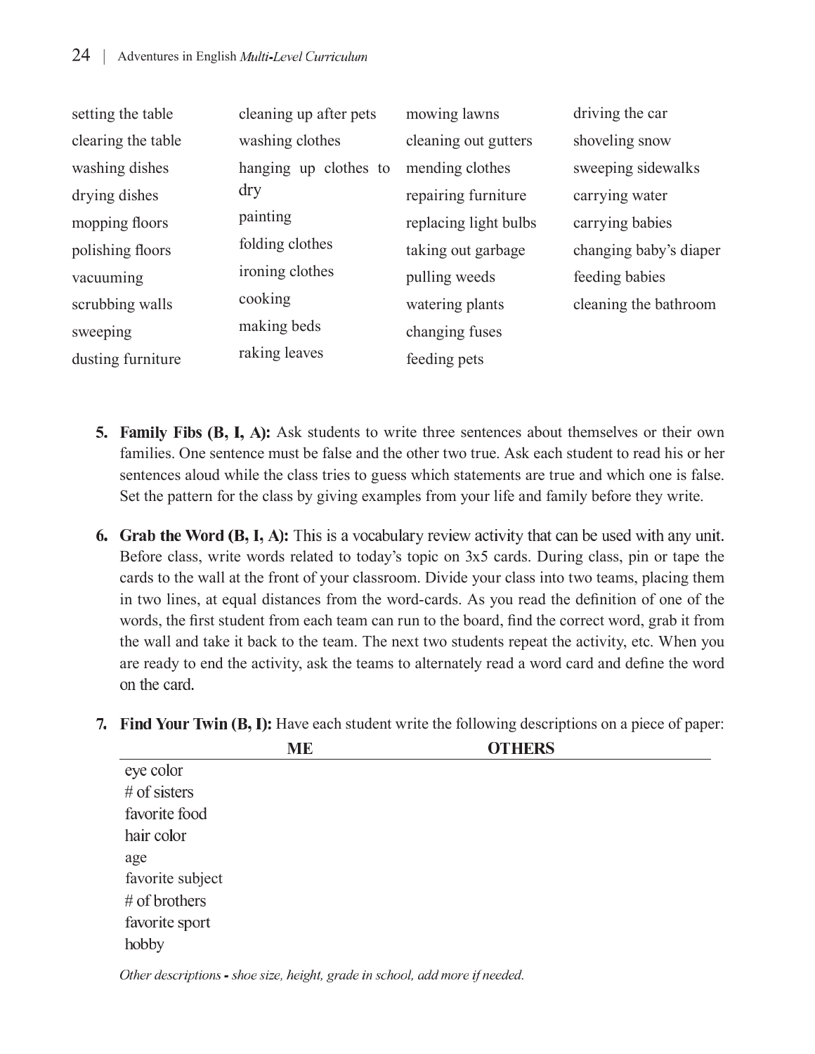setting the table
clearing the table
washing dishes
drying dishes
mopping floors
polishing floors
vacuuming
scrubbing walls
sweeping
dusting furniture
cleaning up after pets
washing clothes
hanging up clothes to dry
painting
folding clothes
ironing clothes
cooking
making beds
raking leaves
mowing lawns
cleaning out gutters
mending clothes
repairing furniture
replacing light bulbs
taking out garbage
pulling weeds
watering plants
changing fuses
feeding pets
driving the car
shoveling snow
sweeping sidewalks
carrying water
carrying babies
changing baby's diaper
feeding babies
cleaning the bathroom

5. **Family Fibs (B, I, A):** Ask students to write three sentences about themselves or their own families. One sentence must be false and the other two true. Ask each student to read his or her sentences aloud while the class tries to guess which statements are true and which one is false. Set the pattern for the class by giving examples from your life and family before they write.

6. **Grab the Word (B, I, A):** This is a vocabulary review activity that can be used with any unit. Before class, write words related to today's topic on 3x5 cards. During class, pin or tape the cards to the wall at the front of your classroom. Divide your class into two teams, placing them in two lines, at equal distances from the word-cards. As you read the definition of one of the words, the first student from each team can run to the board, find the correct word, grab it from the wall and take it back to the team. The next two students repeat the activity, etc. When you are ready to end the activity, ask the teams to alternately read a word card and define the word on the card.

7. **Find Your Twin (B, I):** Have each student write the following descriptions on a piece of paper:

| | ME | OTHERS |
|---|---|---|
| eye color | | |
| # of sisters | | |
| favorite food | | |
| hair color | | |
| age | | |
| favorite subject | | |
| # of brothers | | |
| favorite sport | | |
| hobby | | |

*Other descriptions - shoe size, height, grade in school, add more if needed.*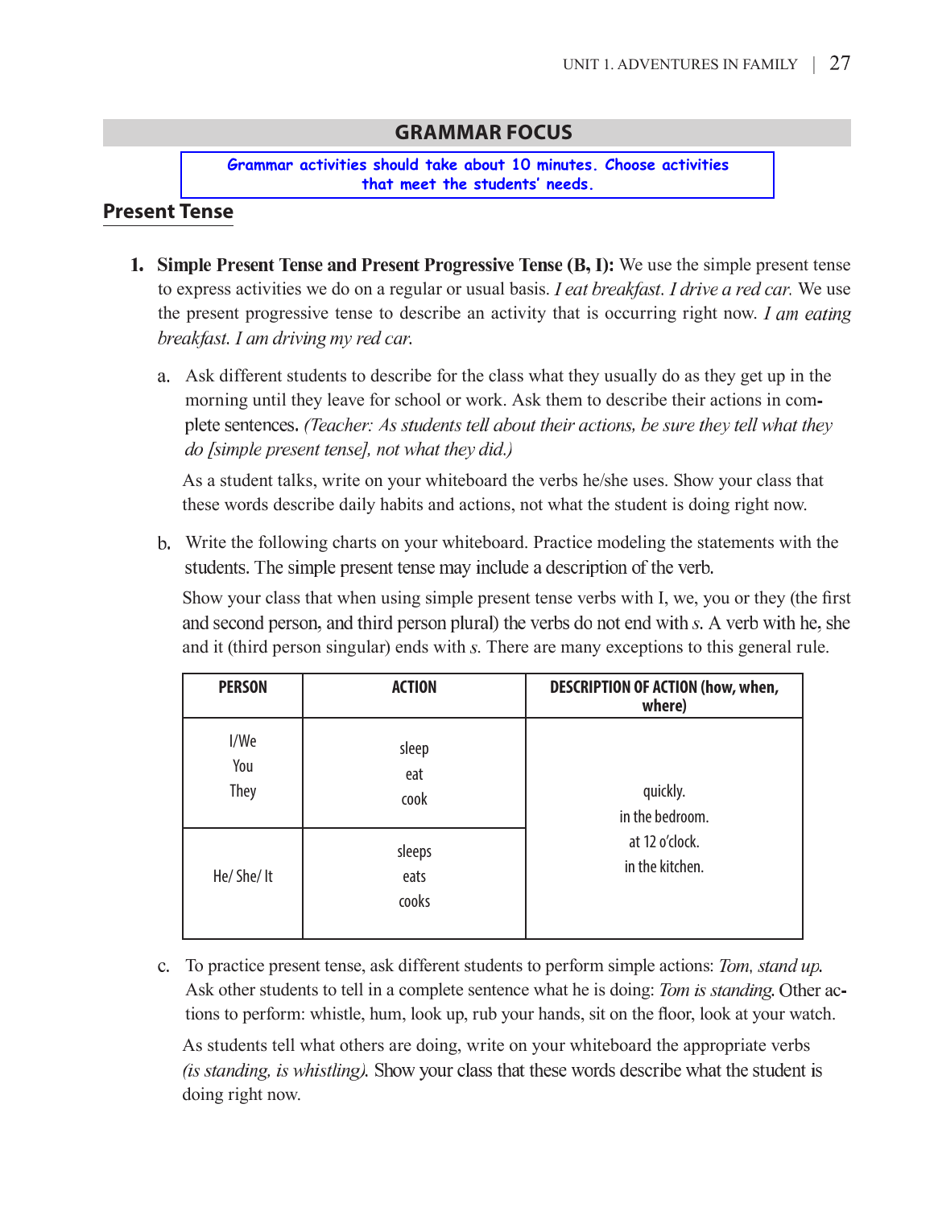## GRAMMAR FOCUS

**Grammar activities should take about 10 minutes. Choose activities that meet the students' needs.**

### Present Tense

1. **Simple Present Tense and Present Progressive Tense (B, I):** We use the simple present tense to express activities we do on a regular or usual basis. *I eat breakfast. I drive a red car.* We use the present progressive tense to describe an activity that is occurring right now. *I am eating breakfast. I am driving my red car.*

   a. Ask different students to describe for the class what they usually do as they get up in the morning until they leave for school or work. Ask them to describe their actions in complete sentences. *(Teacher: As students tell about their actions, be sure they tell what they do [simple present tense], not what they did.)*

   As a student talks, write on your whiteboard the verbs he/she uses. Show your class that these words describe daily habits and actions, not what the student is doing right now.

   b. Write the following charts on your whiteboard. Practice modeling the statements with the students. The simple present tense may include a description of the verb.

   Show your class that when using simple present tense verbs with I, we, you or they (the first and second person, and third person plural) the verbs do not end with *s*. A verb with he, she and it (third person singular) ends with *s*. There are many exceptions to this general rule.

| PERSON | ACTION | DESCRIPTION OF ACTION (how, when, where) |
|---|---|---|
| I/We<br>You<br>They | sleep<br>eat<br>cook | quickly.<br>in the bedroom.<br>at 12 o'clock.<br>in the kitchen. |
| He/ She/ It | sleeps<br>eats<br>cooks | |

   c. To practice present tense, ask different students to perform simple actions: *Tom, stand up.* Ask other students to tell in a complete sentence what he is doing: *Tom is standing.* Other actions to perform: whistle, hum, look up, rub your hands, sit on the floor, look at your watch.

   As students tell what others are doing, write on your whiteboard the appropriate verbs *(is standing, is whistling).* Show your class that these words describe what the student is doing right now.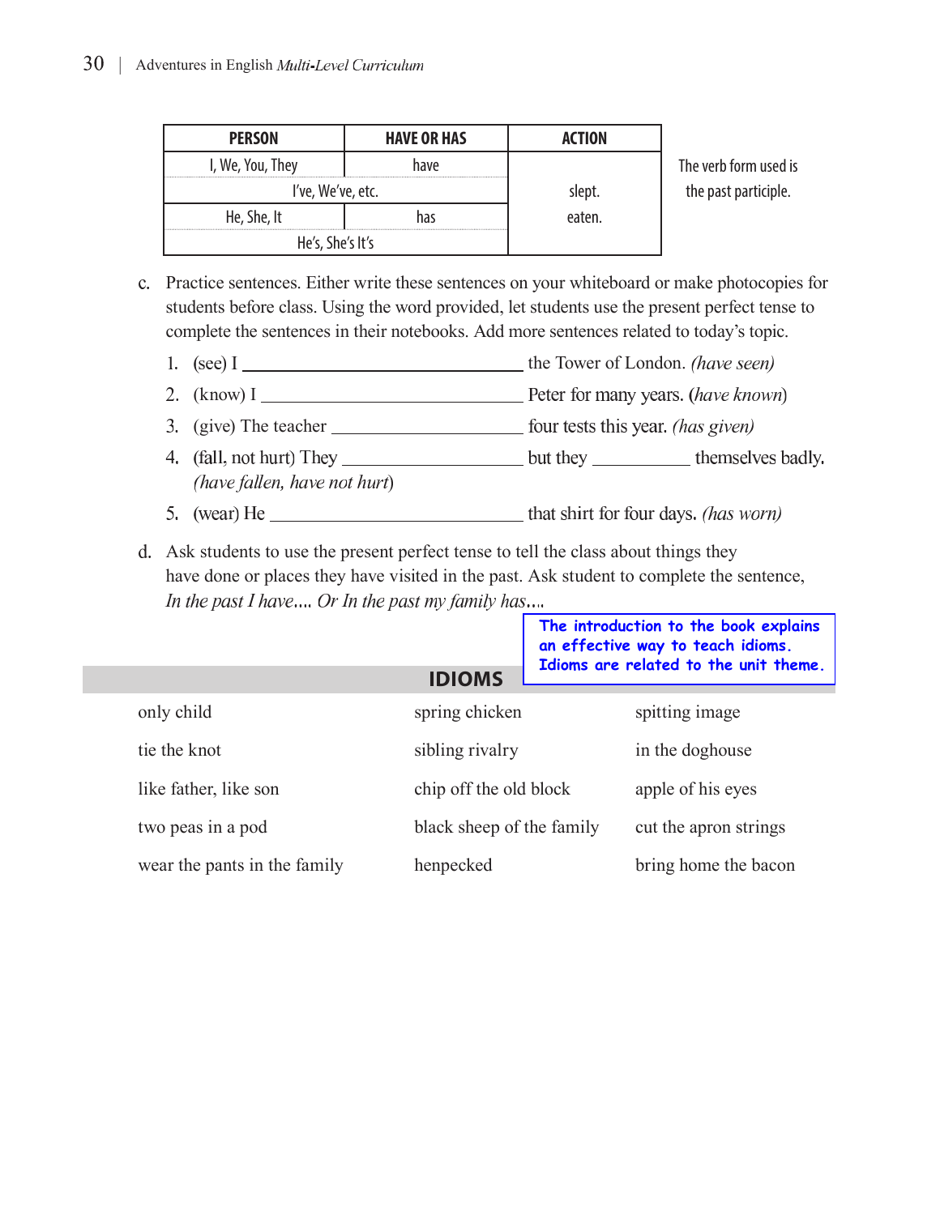| PERSON | HAVE OR HAS | ACTION |
|---|---|---|
| I, We, You, They | have | slept. eaten. |
| I've, We've, etc. | | |
| He, She, It | has | |
| He's, She's It's | | |

The verb form used is the past participle.

c. Practice sentences. Either write these sentences on your whiteboard or make photocopies for students before class. Using the word provided, let students use the present perfect tense to complete the sentences in their notebooks. Add more sentences related to today's topic.

1. (see) I ______________________________ the Tower of London. *(have seen)*
2. (know) I ____________________________ Peter for many years. (*have known*)
3. (give) The teacher ____________________ four tests this year. *(has given)*
4. (fall, not hurt) They __________________ but they __________ themselves badly. *(have fallen, have not hurt*)
5. (wear) He ___________________________ that shirt for four days. *(has worn)*

d. Ask students to use the present perfect tense to tell the class about things they have done or places they have visited in the past. Ask student to complete the sentence, *In the past I have.... Or In the past my family has....*

**The introduction to the book explains an effective way to teach idioms. Idioms are related to the unit theme.**

## IDIOMS

| | | |
|---|---|---|
| only child | spring chicken | spitting image |
| tie the knot | sibling rivalry | in the doghouse |
| like father, like son | chip off the old block | apple of his eyes |
| two peas in a pod | black sheep of the family | cut the apron strings |
| wear the pants in the family | henpecked | bring home the bacon |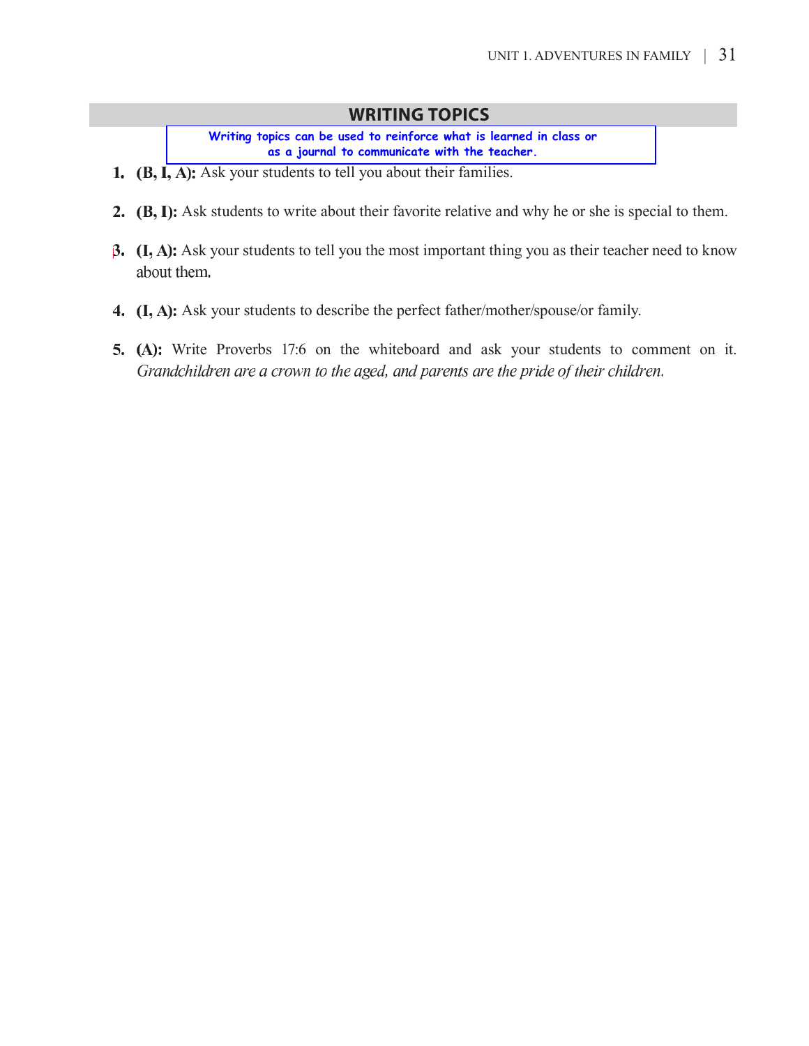## WRITING TOPICS

Writing topics can be used to reinforce what is learned in class or as a journal to communicate with the teacher.

1. **(B, I, A):** Ask your students to tell you about their families.

2. **(B, I):** Ask students to write about their favorite relative and why he or she is special to them.

3. **(I, A):** Ask your students to tell you the most important thing you as their teacher need to know about them.

4. **(I, A):** Ask your students to describe the perfect father/mother/spouse/or family.

5. **(A):** Write Proverbs 17:6 on the whiteboard and ask your students to comment on it. *Grandchildren are a crown to the aged, and parents are the pride of their children.*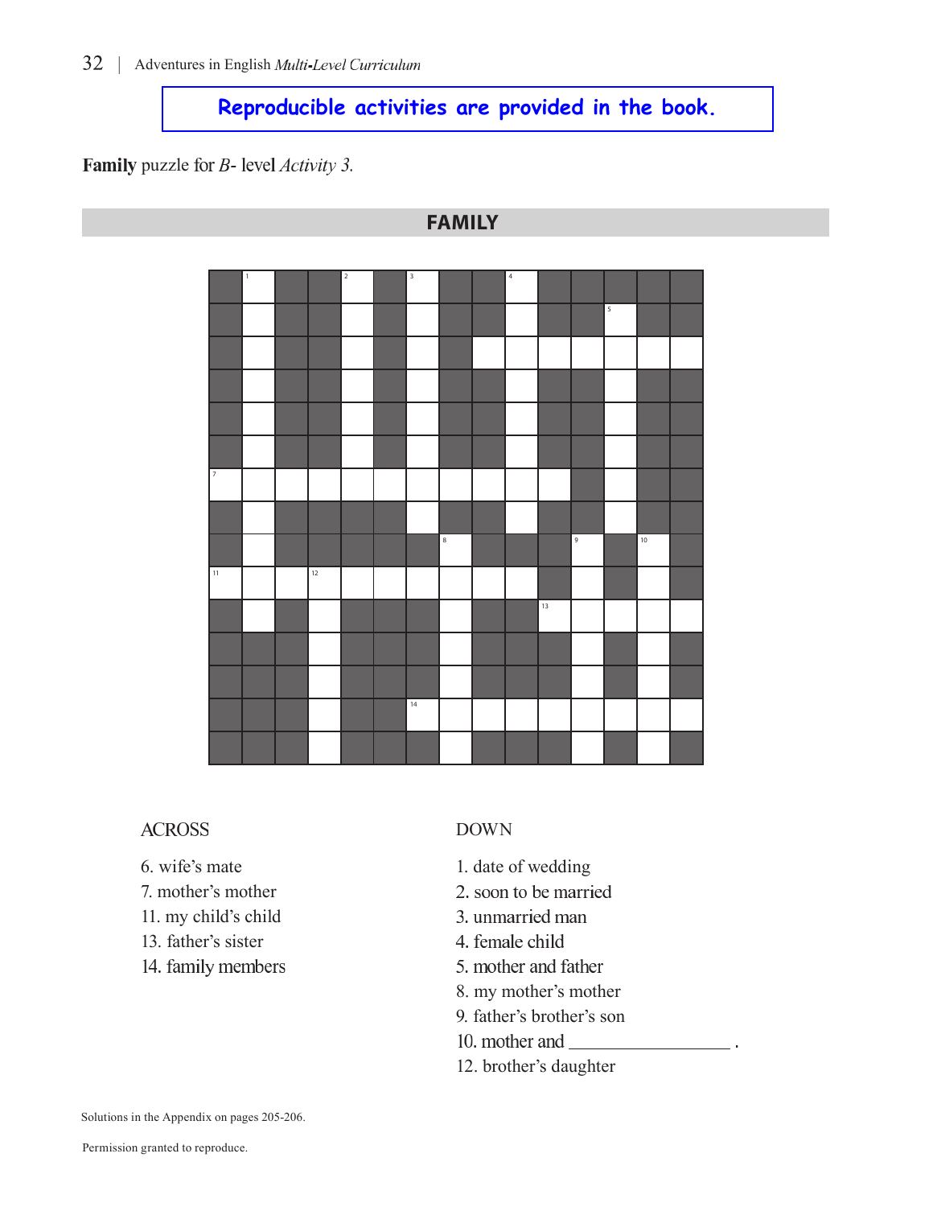Reproducible activities are provided in the book.

**Family** puzzle for *B-* level *Activity 3.*

## FAMILY

ACROSS

6. wife's mate
7. mother's mother
11. my child's child
13. father's sister
14. family members

DOWN

1. date of wedding
2. soon to be married
3. unmarried man
4. female child
5. mother and father
8. my mother's mother
9. father's brother's son
10. mother and ________________ .
12. brother's daughter

Solutions in the Appendix on pages 205-206.

Permission granted to reproduce.